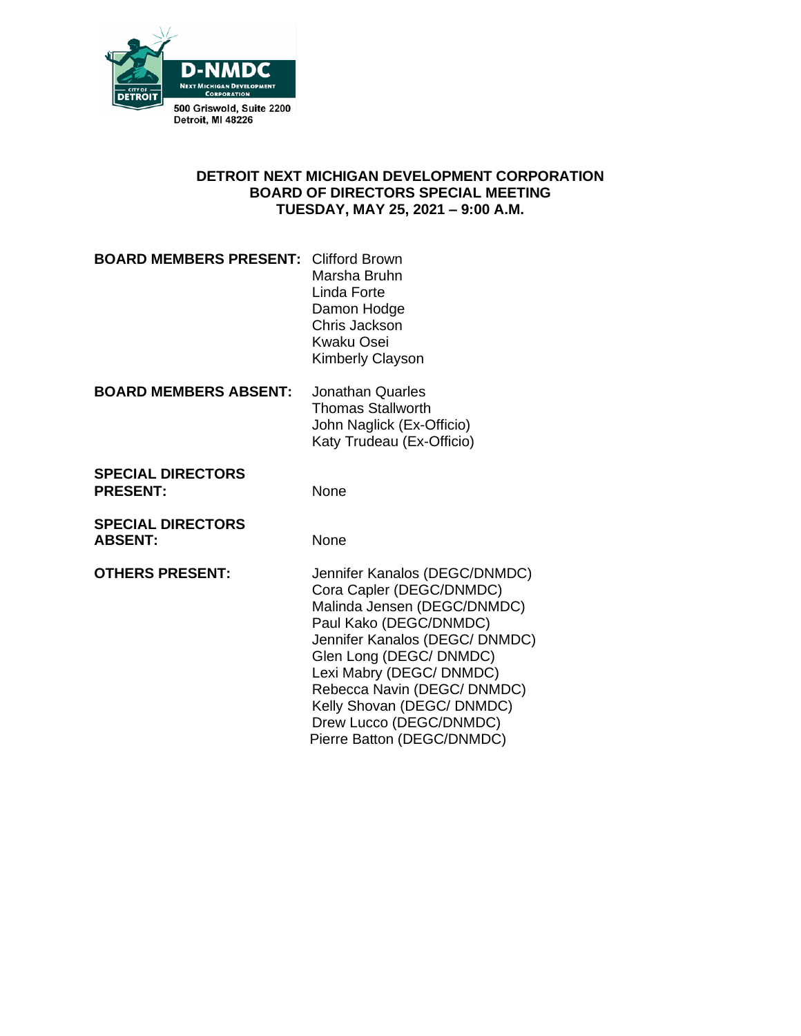D-NMDC
NEXT MICHIGAN DEVELOPMENT CORPORATION
CITY OF DETROIT
500 Griswold, Suite 2200
Detroit, MI 48226

**DETROIT NEXT MICHIGAN DEVELOPMENT CORPORATION**
**BOARD OF DIRECTORS SPECIAL MEETING**
**TUESDAY, MAY 25, 2021 – 9:00 A.M.**

**BOARD MEMBERS PRESENT:**
Clifford Brown
Marsha Bruhn
Linda Forte
Damon Hodge
Chris Jackson
Kwaku Osei
Kimberly Clayson

**BOARD MEMBERS ABSENT:**
Jonathan Quarles
Thomas Stallworth
John Naglick (Ex-Officio)
Katy Trudeau (Ex-Officio)

**SPECIAL DIRECTORS PRESENT:** None

**SPECIAL DIRECTORS ABSENT:** None

**OTHERS PRESENT:**
Jennifer Kanalos (DEGC/DNMDC)
Cora Capler (DEGC/DNMDC)
Malinda Jensen (DEGC/DNMDC)
Paul Kako (DEGC/DNMDC)
Jennifer Kanalos (DEGC/ DNMDC)
Glen Long (DEGC/ DNMDC)
Lexi Mabry (DEGC/ DNMDC)
Rebecca Navin (DEGC/ DNMDC)
Kelly Shovan (DEGC/ DNMDC)
Drew Lucco (DEGC/DNMDC)
Pierre Batton (DEGC/DNMDC)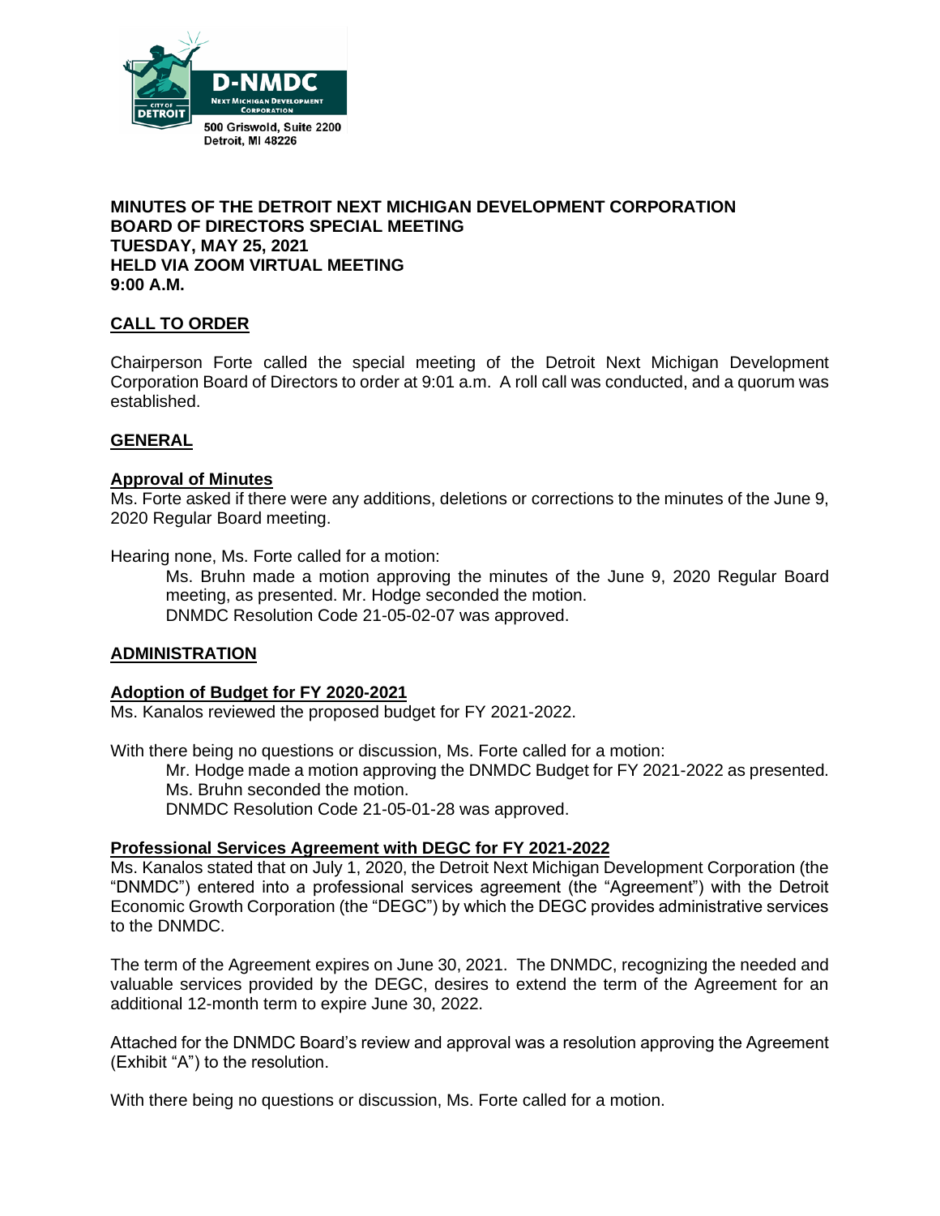D-NMDC
NEXT MICHIGAN DEVELOPMENT CORPORATION
CITY OF DETROIT
500 Griswold, Suite 2200
Detroit, MI 48226

**MINUTES OF THE DETROIT NEXT MICHIGAN DEVELOPMENT CORPORATION**
**BOARD OF DIRECTORS SPECIAL MEETING**
**TUESDAY, MAY 25, 2021**
**HELD VIA ZOOM VIRTUAL MEETING**
**9:00 A.M.**

## CALL TO ORDER

Chairperson Forte called the special meeting of the Detroit Next Michigan Development Corporation Board of Directors to order at 9:01 a.m. A roll call was conducted, and a quorum was established.

## GENERAL

### Approval of Minutes

Ms. Forte asked if there were any additions, deletions or corrections to the minutes of the June 9, 2020 Regular Board meeting.

Hearing none, Ms. Forte called for a motion:

> Ms. Bruhn made a motion approving the minutes of the June 9, 2020 Regular Board meeting, as presented. Mr. Hodge seconded the motion.
> DNMDC Resolution Code 21-05-02-07 was approved.

## ADMINISTRATION

### Adoption of Budget for FY 2020-2021

Ms. Kanalos reviewed the proposed budget for FY 2021-2022.

With there being no questions or discussion, Ms. Forte called for a motion:

> Mr. Hodge made a motion approving the DNMDC Budget for FY 2021-2022 as presented. Ms. Bruhn seconded the motion.
> DNMDC Resolution Code 21-05-01-28 was approved.

### Professional Services Agreement with DEGC for FY 2021-2022

Ms. Kanalos stated that on July 1, 2020, the Detroit Next Michigan Development Corporation (the "DNMDC") entered into a professional services agreement (the "Agreement") with the Detroit Economic Growth Corporation (the "DEGC") by which the DEGC provides administrative services to the DNMDC.

The term of the Agreement expires on June 30, 2021. The DNMDC, recognizing the needed and valuable services provided by the DEGC, desires to extend the term of the Agreement for an additional 12-month term to expire June 30, 2022.

Attached for the DNMDC Board's review and approval was a resolution approving the Agreement (Exhibit "A") to the resolution.

With there being no questions or discussion, Ms. Forte called for a motion.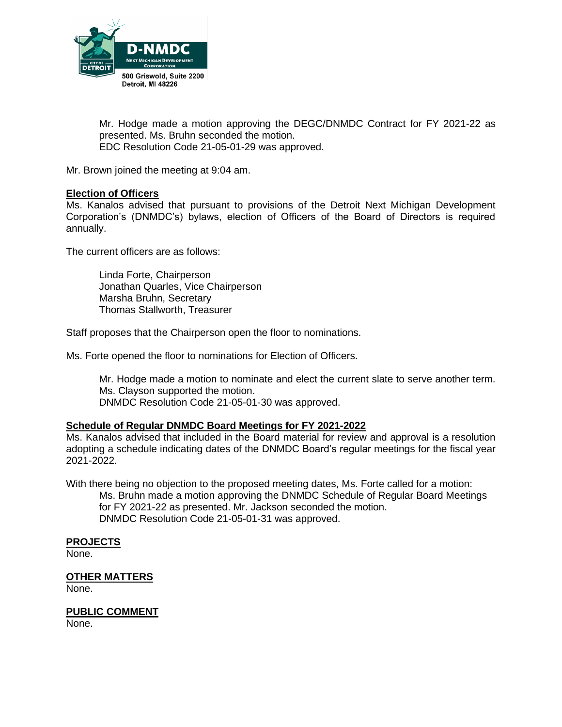Mr. Hodge made a motion approving the DEGC/DNMDC Contract for FY 2021-22 as presented. Ms. Bruhn seconded the motion.
EDC Resolution Code 21-05-01-29 was approved.

Mr. Brown joined the meeting at 9:04 am.

**Election of Officers**

Ms. Kanalos advised that pursuant to provisions of the Detroit Next Michigan Development Corporation's (DNMDC's) bylaws, election of Officers of the Board of Directors is required annually.

The current officers are as follows:

Linda Forte, Chairperson
Jonathan Quarles, Vice Chairperson
Marsha Bruhn, Secretary
Thomas Stallworth, Treasurer

Staff proposes that the Chairperson open the floor to nominations.

Ms. Forte opened the floor to nominations for Election of Officers.

Mr. Hodge made a motion to nominate and elect the current slate to serve another term. Ms. Clayson supported the motion.
DNMDC Resolution Code 21-05-01-30 was approved.

**Schedule of Regular DNMDC Board Meetings for FY 2021-2022**

Ms. Kanalos advised that included in the Board material for review and approval is a resolution adopting a schedule indicating dates of the DNMDC Board's regular meetings for the fiscal year 2021-2022.

With there being no objection to the proposed meeting dates, Ms. Forte called for a motion:

Ms. Bruhn made a motion approving the DNMDC Schedule of Regular Board Meetings for FY 2021-22 as presented. Mr. Jackson seconded the motion.
DNMDC Resolution Code 21-05-01-31 was approved.

**PROJECTS**

None.

**OTHER MATTERS**

None.

**PUBLIC COMMENT**

None.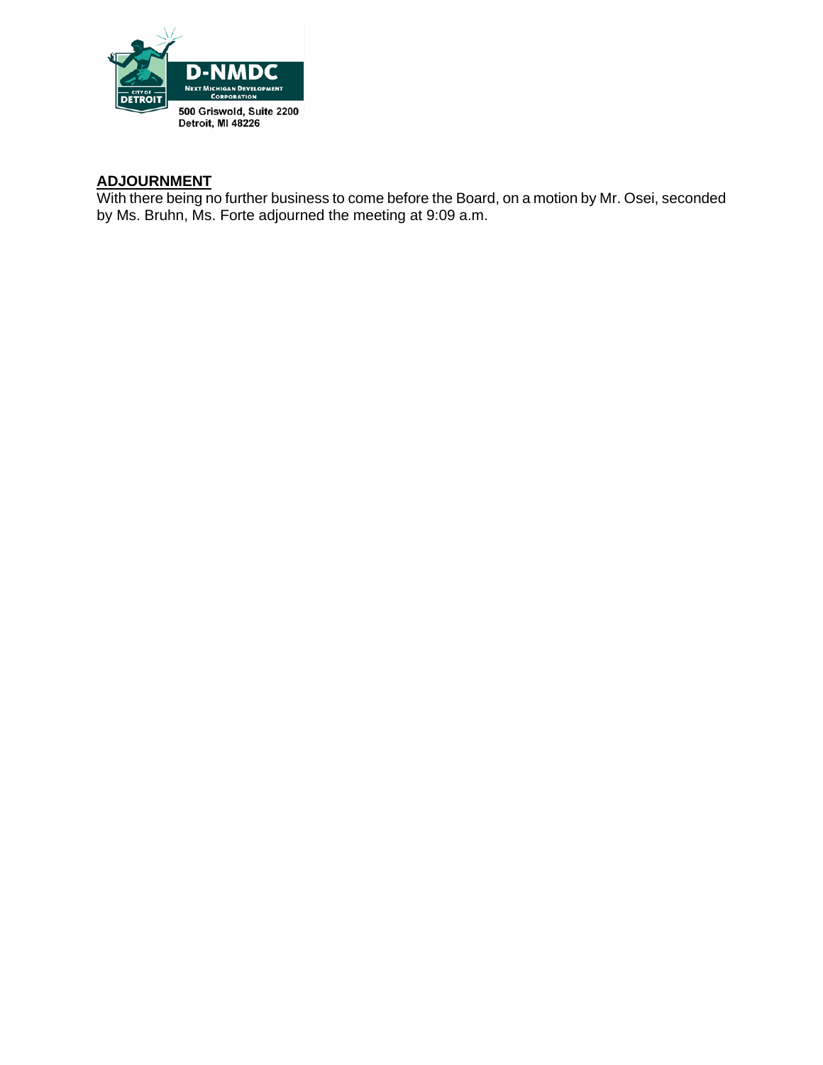## ADJOURNMENT

With there being no further business to come before the Board, on a motion by Mr. Osei, seconded by Ms. Bruhn, Ms. Forte adjourned the meeting at 9:09 a.m.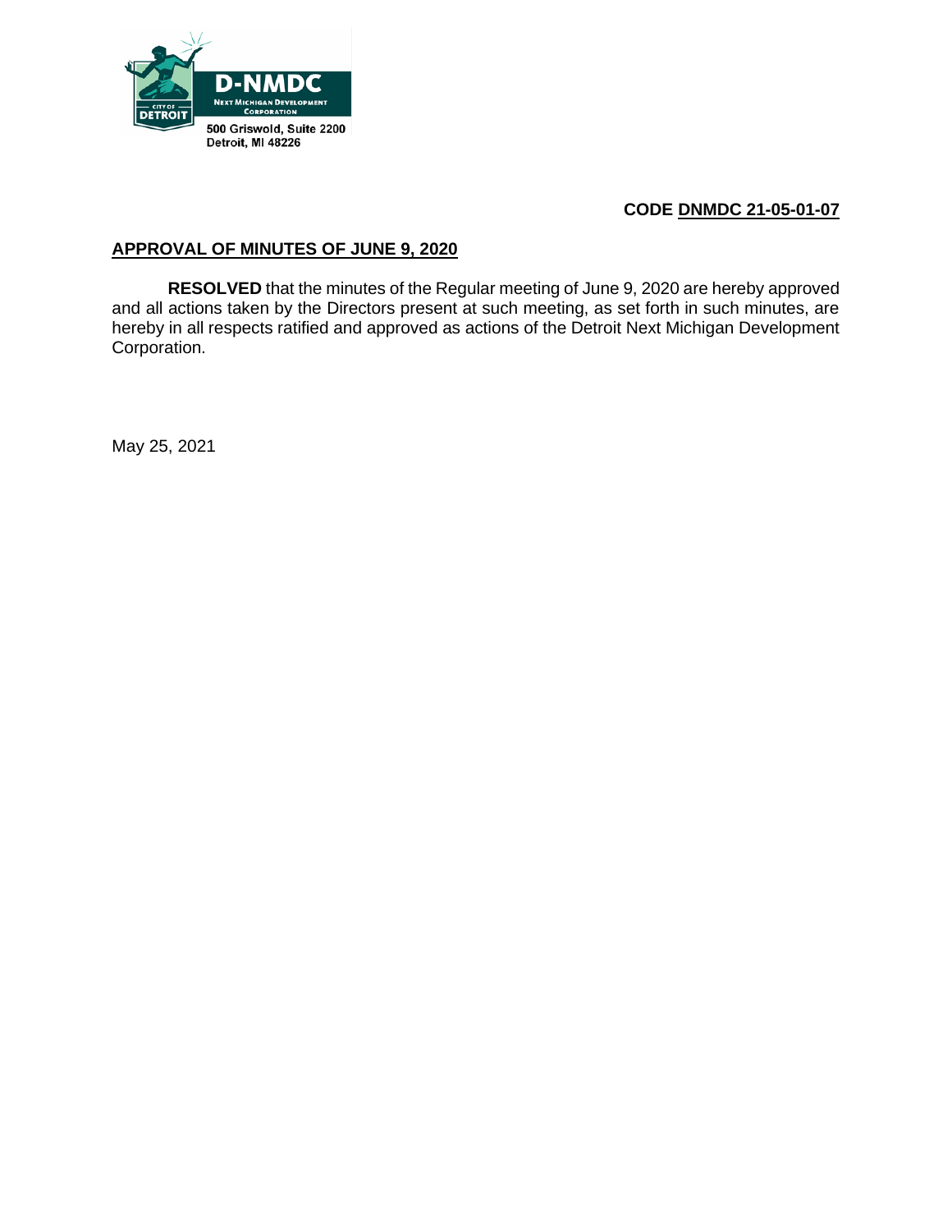D-NMDC
NEXT MICHIGAN DEVELOPMENT CORPORATION
CITY OF DETROIT
500 Griswold, Suite 2200
Detroit, MI 48226

**CODE DNMDC 21-05-01-07**

## APPROVAL OF MINUTES OF JUNE 9, 2020

**RESOLVED** that the minutes of the Regular meeting of June 9, 2020 are hereby approved and all actions taken by the Directors present at such meeting, as set forth in such minutes, are hereby in all respects ratified and approved as actions of the Detroit Next Michigan Development Corporation.

May 25, 2021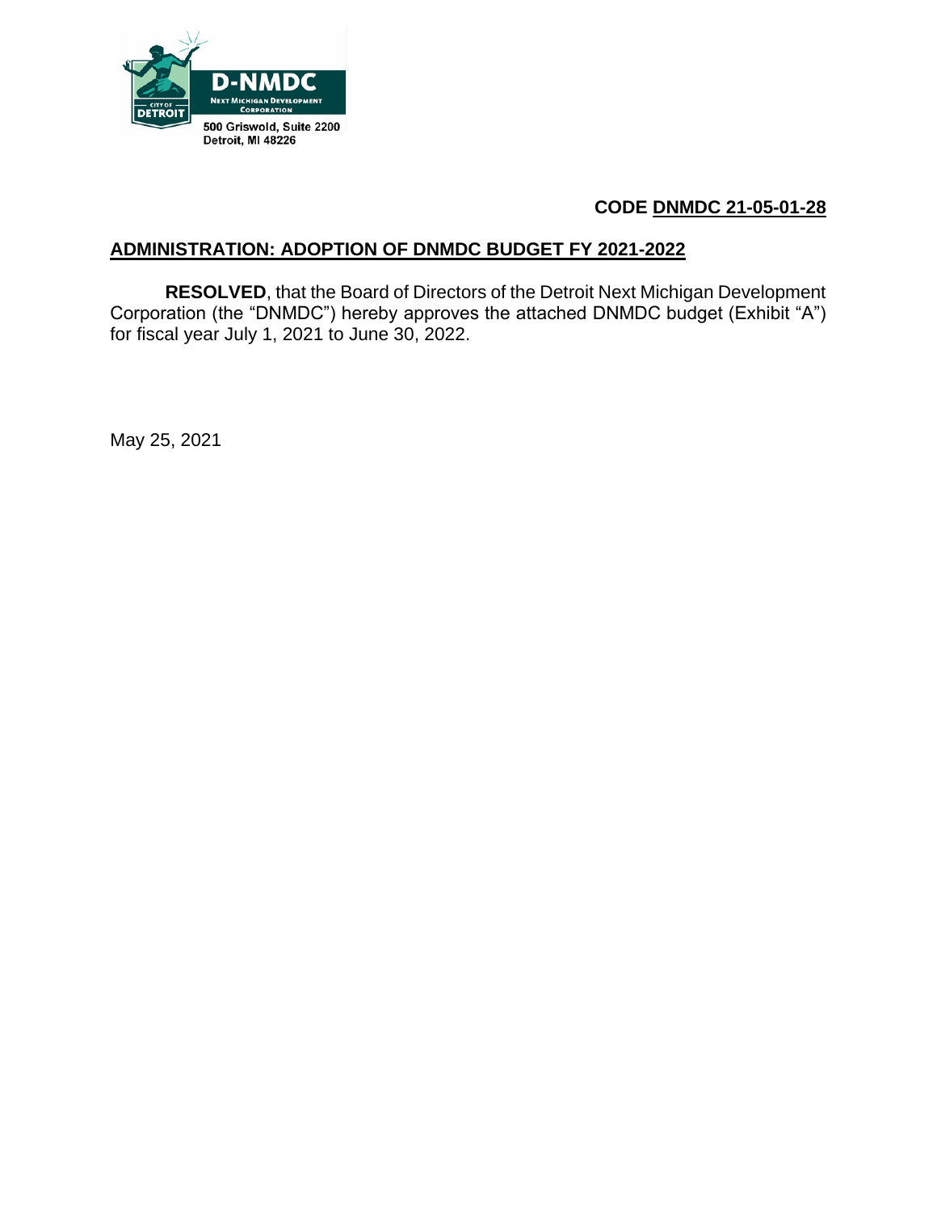D-NMDC
NEXT MICHIGAN DEVELOPMENT CORPORATION
CITY OF DETROIT
500 Griswold, Suite 2200
Detroit, MI 48226

**CODE DNMDC 21-05-01-28**

## ADMINISTRATION: ADOPTION OF DNMDC BUDGET FY 2021-2022

**RESOLVED**, that the Board of Directors of the Detroit Next Michigan Development Corporation (the "DNMDC") hereby approves the attached DNMDC budget (Exhibit "A") for fiscal year July 1, 2021 to June 30, 2022.

May 25, 2021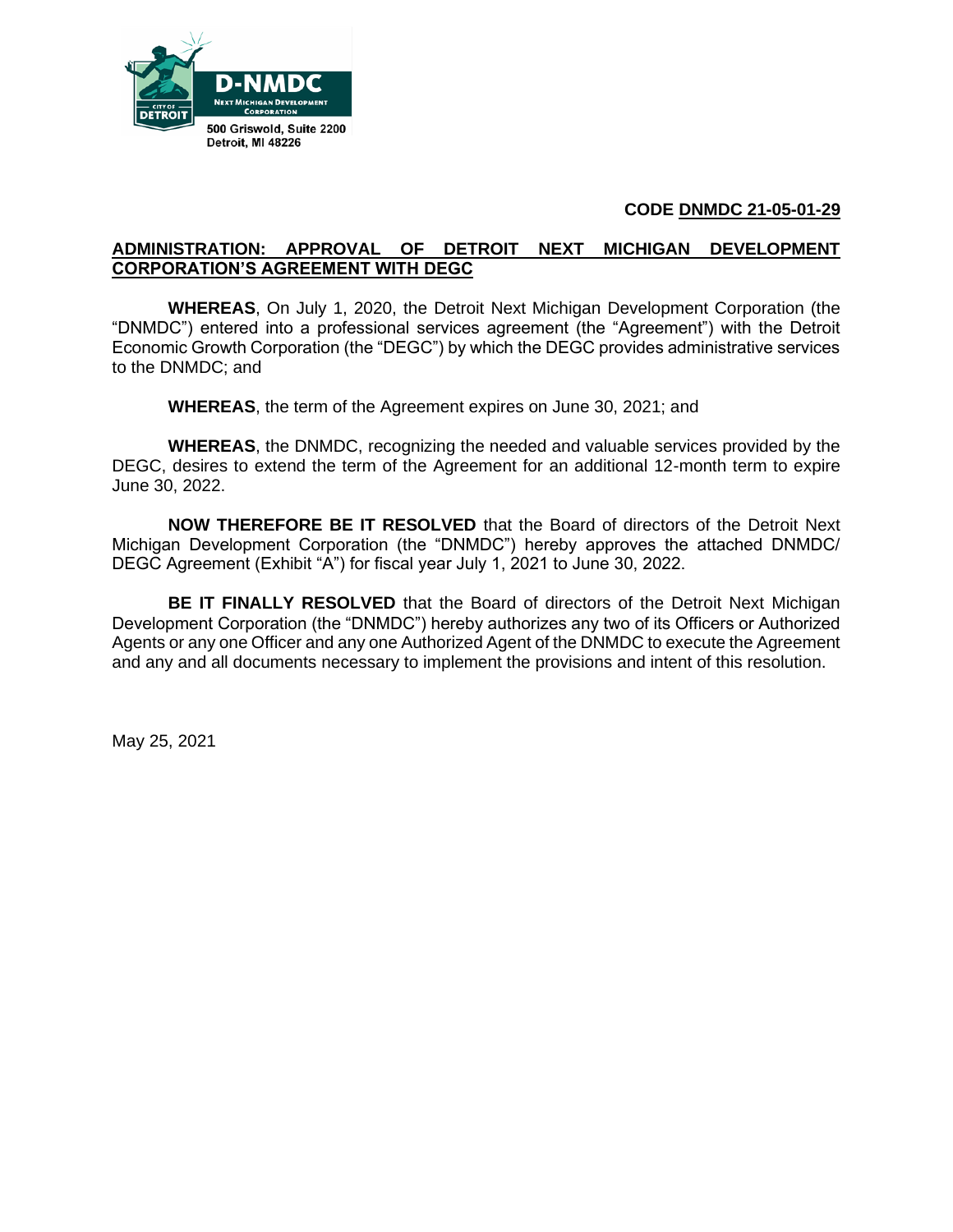D-NMDC

NEXT MICHIGAN DEVELOPMENT CORPORATION

CITY OF DETROIT

500 Griswold, Suite 2200
Detroit, MI 48226

**CODE DNMDC 21-05-01-29**

**ADMINISTRATION: APPROVAL OF DETROIT NEXT MICHIGAN DEVELOPMENT CORPORATION'S AGREEMENT WITH DEGC**

**WHEREAS**, On July 1, 2020, the Detroit Next Michigan Development Corporation (the "DNMDC") entered into a professional services agreement (the "Agreement") with the Detroit Economic Growth Corporation (the "DEGC") by which the DEGC provides administrative services to the DNMDC; and

**WHEREAS**, the term of the Agreement expires on June 30, 2021; and

**WHEREAS**, the DNMDC, recognizing the needed and valuable services provided by the DEGC, desires to extend the term of the Agreement for an additional 12-month term to expire June 30, 2022.

**NOW THEREFORE BE IT RESOLVED** that the Board of directors of the Detroit Next Michigan Development Corporation (the "DNMDC") hereby approves the attached DNMDC/ DEGC Agreement (Exhibit "A") for fiscal year July 1, 2021 to June 30, 2022.

**BE IT FINALLY RESOLVED** that the Board of directors of the Detroit Next Michigan Development Corporation (the "DNMDC") hereby authorizes any two of its Officers or Authorized Agents or any one Officer and any one Authorized Agent of the DNMDC to execute the Agreement and any and all documents necessary to implement the provisions and intent of this resolution.

May 25, 2021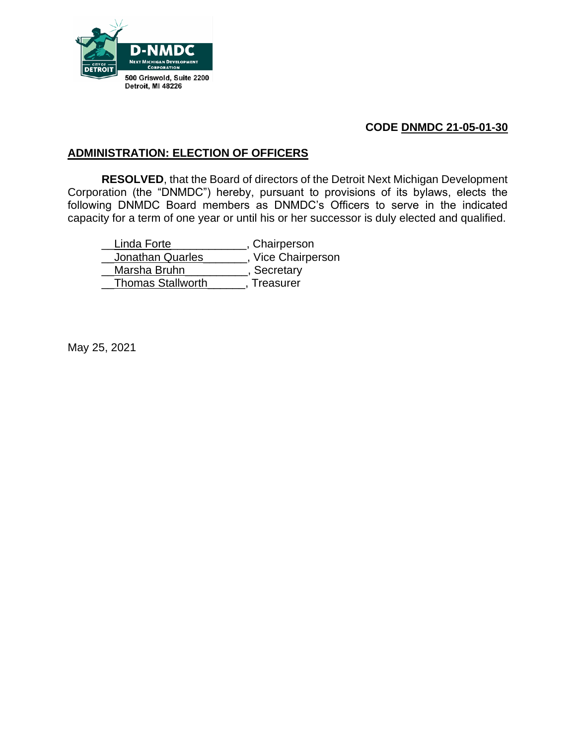D-NMDC
NEXT MICHIGAN DEVELOPMENT CORPORATION
CITY OF DETROIT
500 Griswold, Suite 2200
Detroit, MI 48226

**CODE DNMDC 21-05-01-30**

## ADMINISTRATION: ELECTION OF OFFICERS

**RESOLVED**, that the Board of directors of the Detroit Next Michigan Development Corporation (the "DNMDC") hereby, pursuant to provisions of its bylaws, elects the following DNMDC Board members as DNMDC's Officers to serve in the indicated capacity for a term of one year or until his or her successor is duly elected and qualified.

__Linda Forte___________, Chairperson
__Jonathan Quarles_______, Vice Chairperson
__Marsha Bruhn_________, Secretary
__Thomas Stallworth______, Treasurer

May 25, 2021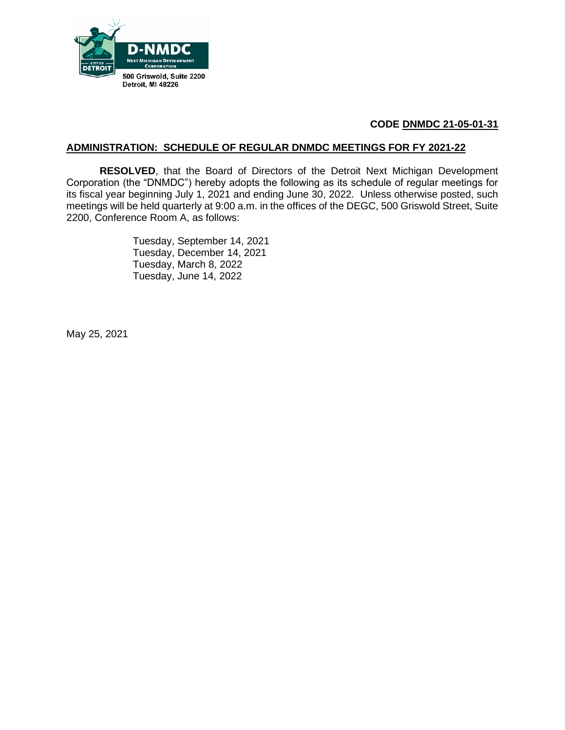D-NMDC
NEXT MICHIGAN DEVELOPMENT CORPORATION
CITY OF DETROIT
500 Griswold, Suite 2200
Detroit, MI 48226

**CODE DNMDC 21-05-01-31**

**ADMINISTRATION: SCHEDULE OF REGULAR DNMDC MEETINGS FOR FY 2021-22**

**RESOLVED**, that the Board of Directors of the Detroit Next Michigan Development Corporation (the "DNMDC") hereby adopts the following as its schedule of regular meetings for its fiscal year beginning July 1, 2021 and ending June 30, 2022. Unless otherwise posted, such meetings will be held quarterly at 9:00 a.m. in the offices of the DEGC, 500 Griswold Street, Suite 2200, Conference Room A, as follows:

Tuesday, September 14, 2021
Tuesday, December 14, 2021
Tuesday, March 8, 2022
Tuesday, June 14, 2022

May 25, 2021